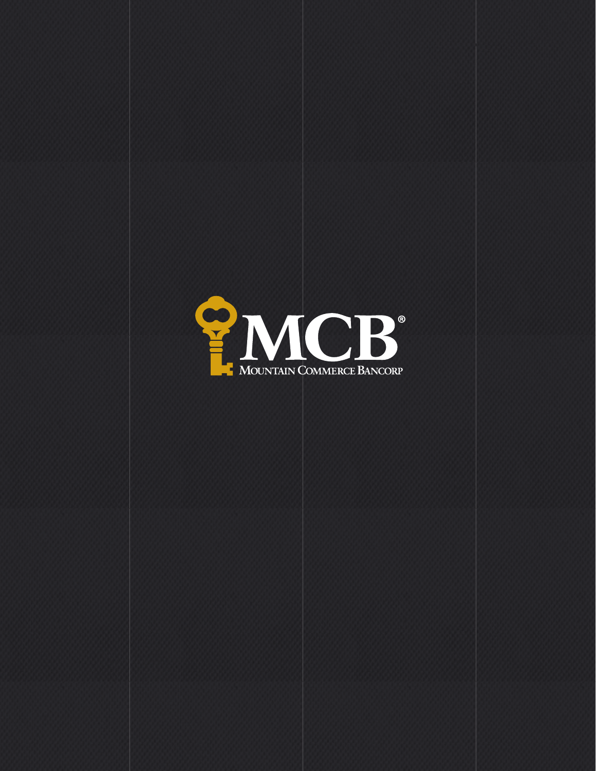MCB®

Mountain Commerce Bancorp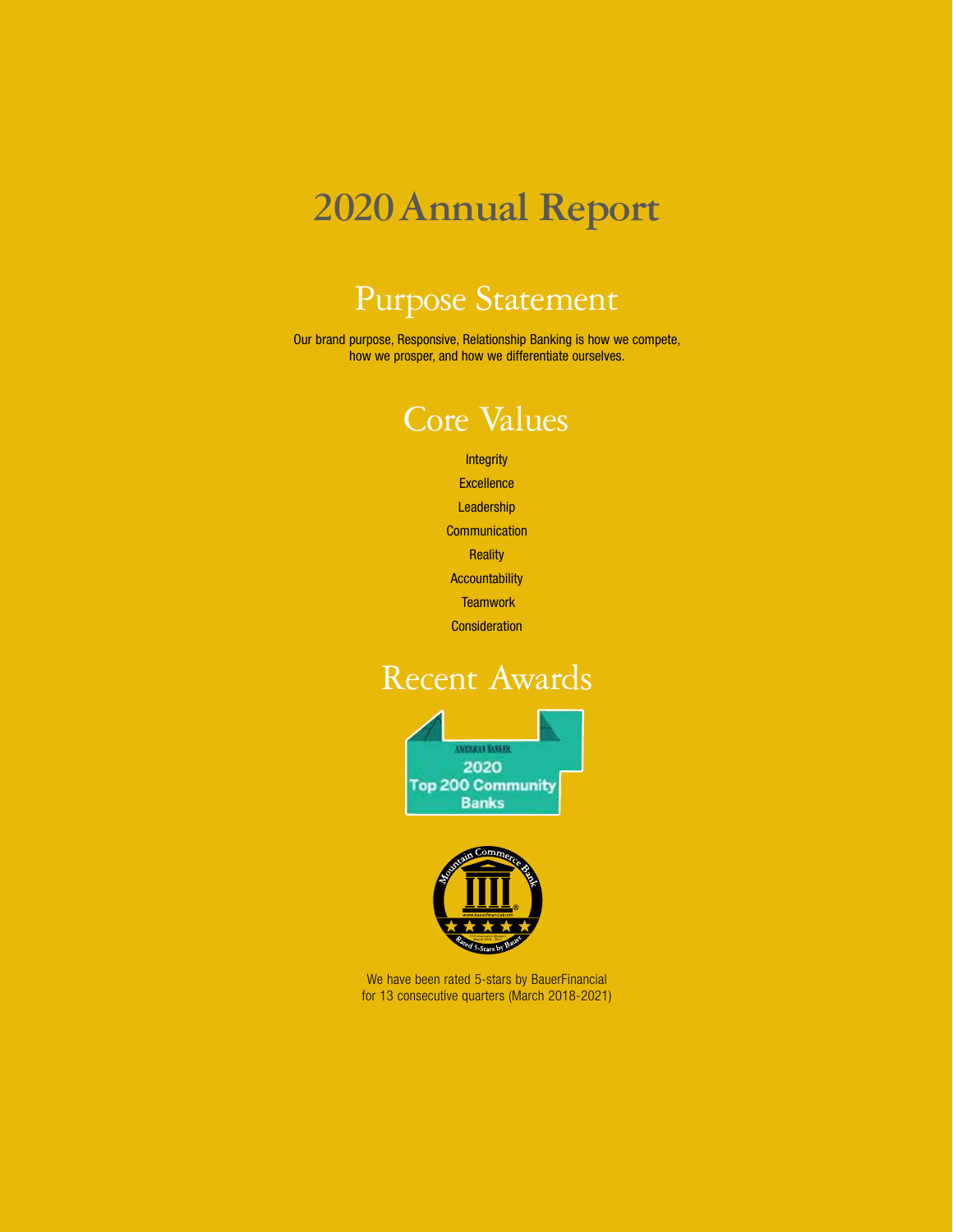# 2020 Annual Report

## Purpose Statement

Our brand purpose, Responsive, Relationship Banking is how we compete, how we prosper, and how we differentiate ourselves.

## Core Values

Integrity

Excellence

Leadership

Communication

Reality

Accountability

Teamwork

Consideration

## Recent Awards

AMERICAN BANKER
2020
Top 200 Community Banks

Mountain Commerce Bank
Rated 5-Stars by Bauer

We have been rated 5-stars by BauerFinancial for 13 consecutive quarters (March 2018-2021)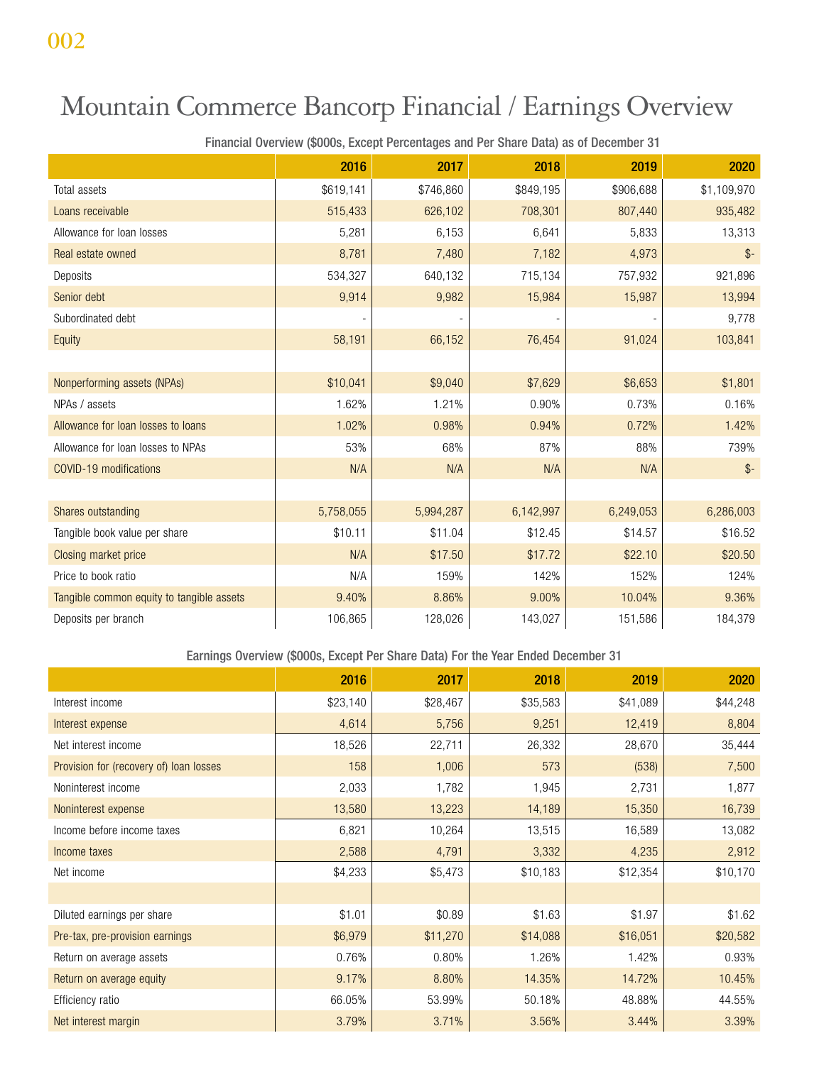# Mountain Commerce Bancorp Financial / Earnings Overview

Financial Overview ($000s, Except Percentages and Per Share Data) as of December 31

| | 2016 | 2017 | 2018 | 2019 | 2020 |
|---|---|---|---|---|---|
| Total assets | $619,141 | $746,860 | $849,195 | $906,688 | $1,109,970 |
| Loans receivable | 515,433 | 626,102 | 708,301 | 807,440 | 935,482 |
| Allowance for loan losses | 5,281 | 6,153 | 6,641 | 5,833 | 13,313 |
| Real estate owned | 8,781 | 7,480 | 7,182 | 4,973 | $- |
| Deposits | 534,327 | 640,132 | 715,134 | 757,932 | 921,896 |
| Senior debt | 9,914 | 9,982 | 15,984 | 15,987 | 13,994 |
| Subordinated debt | - | - | - | - | 9,778 |
| Equity | 58,191 | 66,152 | 76,454 | 91,024 | 103,841 |
| | | | | | |
| Nonperforming assets (NPAs) | $10,041 | $9,040 | $7,629 | $6,653 | $1,801 |
| NPAs / assets | 1.62% | 1.21% | 0.90% | 0.73% | 0.16% |
| Allowance for loan losses to loans | 1.02% | 0.98% | 0.94% | 0.72% | 1.42% |
| Allowance for loan losses to NPAs | 53% | 68% | 87% | 88% | 739% |
| COVID-19 modifications | N/A | N/A | N/A | N/A | $- |
| | | | | | |
| Shares outstanding | 5,758,055 | 5,994,287 | 6,142,997 | 6,249,053 | 6,286,003 |
| Tangible book value per share | $10.11 | $11.04 | $12.45 | $14.57 | $16.52 |
| Closing market price | N/A | $17.50 | $17.72 | $22.10 | $20.50 |
| Price to book ratio | N/A | 159% | 142% | 152% | 124% |
| Tangible common equity to tangible assets | 9.40% | 8.86% | 9.00% | 10.04% | 9.36% |
| Deposits per branch | 106,865 | 128,026 | 143,027 | 151,586 | 184,379 |

Earnings Overview ($000s, Except Per Share Data) For the Year Ended December 31

| | 2016 | 2017 | 2018 | 2019 | 2020 |
|---|---|---|---|---|---|
| Interest income | $23,140 | $28,467 | $35,583 | $41,089 | $44,248 |
| Interest expense | 4,614 | 5,756 | 9,251 | 12,419 | 8,804 |
| Net interest income | 18,526 | 22,711 | 26,332 | 28,670 | 35,444 |
| Provision for (recovery of) loan losses | 158 | 1,006 | 573 | (538) | 7,500 |
| Noninterest income | 2,033 | 1,782 | 1,945 | 2,731 | 1,877 |
| Noninterest expense | 13,580 | 13,223 | 14,189 | 15,350 | 16,739 |
| Income before income taxes | 6,821 | 10,264 | 13,515 | 16,589 | 13,082 |
| Income taxes | 2,588 | 4,791 | 3,332 | 4,235 | 2,912 |
| Net income | $4,233 | $5,473 | $10,183 | $12,354 | $10,170 |
| | | | | | |
| Diluted earnings per share | $1.01 | $0.89 | $1.63 | $1.97 | $1.62 |
| Pre-tax, pre-provision earnings | $6,979 | $11,270 | $14,088 | $16,051 | $20,582 |
| Return on average assets | 0.76% | 0.80% | 1.26% | 1.42% | 0.93% |
| Return on average equity | 9.17% | 8.80% | 14.35% | 14.72% | 10.45% |
| Efficiency ratio | 66.05% | 53.99% | 50.18% | 48.88% | 44.55% |
| Net interest margin | 3.79% | 3.71% | 3.56% | 3.44% | 3.39% |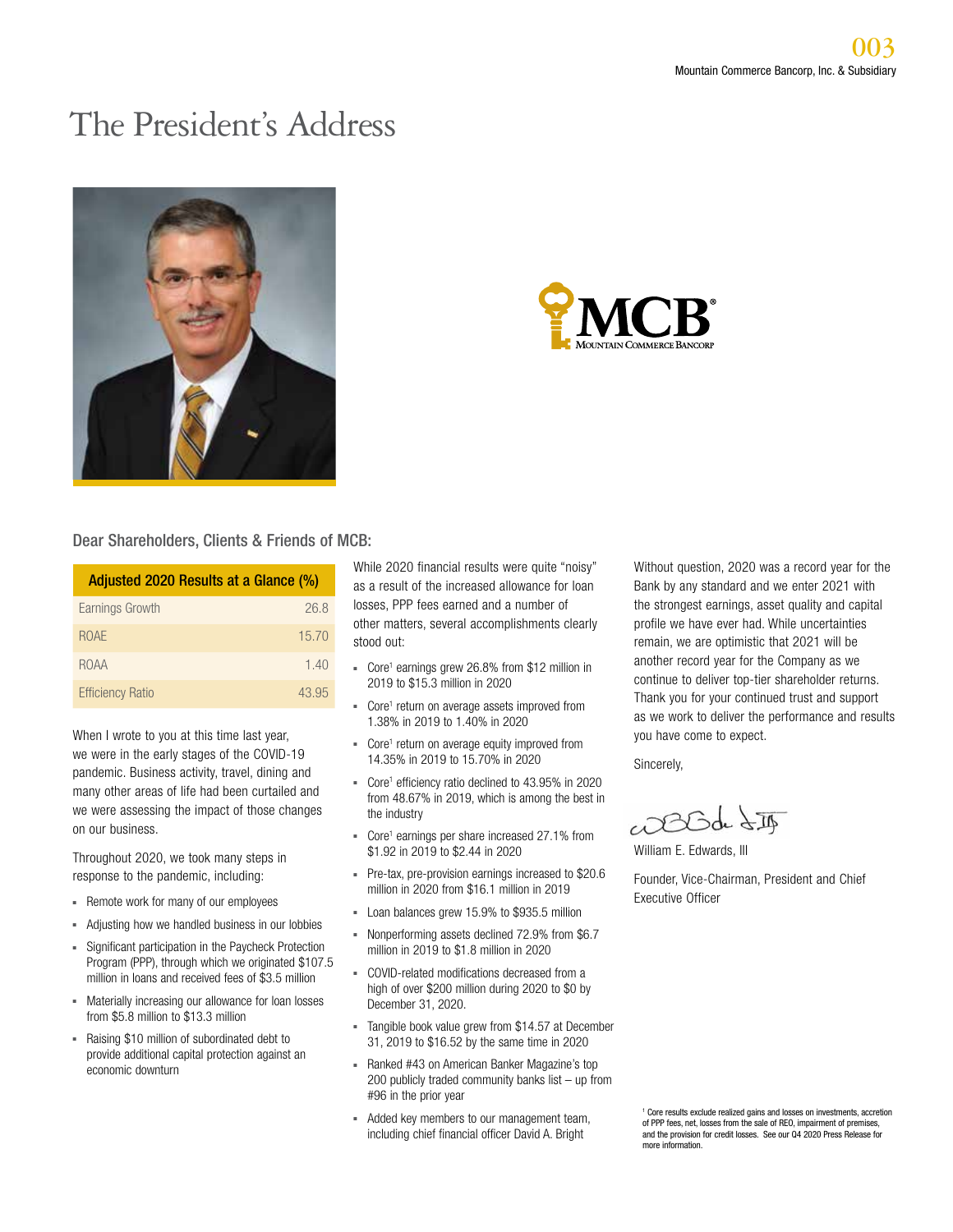# The President's Address

Dear Shareholders, Clients & Friends of MCB:

| Adjusted 2020 Results at a Glance (%) | |
|---|---|
| Earnings Growth | 26.8 |
| ROAE | 15.70 |
| ROAA | 1.40 |
| Efficiency Ratio | 43.95 |

When I wrote to you at this time last year, we were in the early stages of the COVID-19 pandemic. Business activity, travel, dining and many other areas of life had been curtailed and we were assessing the impact of those changes on our business.

Throughout 2020, we took many steps in response to the pandemic, including:

- Remote work for many of our employees
- Adjusting how we handled business in our lobbies
- Significant participation in the Paycheck Protection Program (PPP), through which we originated $107.5 million in loans and received fees of $3.5 million
- Materially increasing our allowance for loan losses from $5.8 million to $13.3 million
- Raising $10 million of subordinated debt to provide additional capital protection against an economic downturn

While 2020 financial results were quite "noisy" as a result of the increased allowance for loan losses, PPP fees earned and a number of other matters, several accomplishments clearly stood out:

- Core[1] earnings grew 26.8% from $12 million in 2019 to $15.3 million in 2020
- Core[1] return on average assets improved from 1.38% in 2019 to 1.40% in 2020
- Core[1] return on average equity improved from 14.35% in 2019 to 15.70% in 2020
- Core[1] efficiency ratio declined to 43.95% in 2020 from 48.67% in 2019, which is among the best in the industry
- Core[1] earnings per share increased 27.1% from $1.92 in 2019 to $2.44 in 2020
- Pre-tax, pre-provision earnings increased to $20.6 million in 2020 from $16.1 million in 2019
- Loan balances grew 15.9% to $935.5 million
- Nonperforming assets declined 72.9% from $6.7 million in 2019 to $1.8 million in 2020
- COVID-related modifications decreased from a high of over $200 million during 2020 to $0 by December 31, 2020.
- Tangible book value grew from $14.57 at December 31, 2019 to $16.52 by the same time in 2020
- Ranked #43 on American Banker Magazine's top 200 publicly traded community banks list – up from #96 in the prior year
- Added key members to our management team, including chief financial officer David A. Bright

Without question, 2020 was a record year for the Bank by any standard and we enter 2021 with the strongest earnings, asset quality and capital profile we have ever had. While uncertainties remain, we are optimistic that 2021 will be another record year for the Company as we continue to deliver top-tier shareholder returns. Thank you for your continued trust and support as we work to deliver the performance and results you have come to expect.

Sincerely,

William E. Edwards, III

Founder, Vice-Chairman, President and Chief Executive Officer

[1] Core results exclude realized gains and losses on investments, accretion of PPP fees, net, losses from the sale of REO, impairment of premises, and the provision for credit losses. See our Q4 2020 Press Release for more information.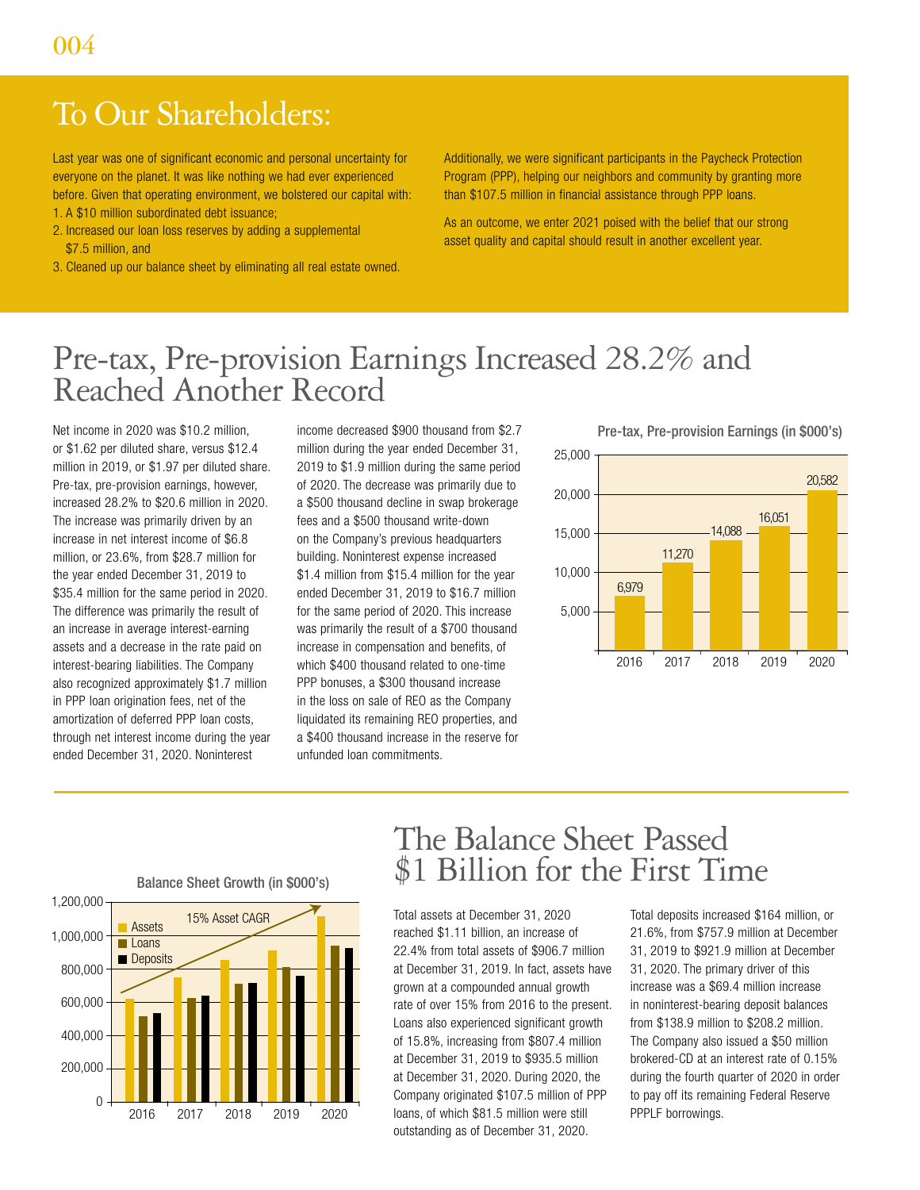# To Our Shareholders:

Last year was one of significant economic and personal uncertainty for everyone on the planet. It was like nothing we had ever experienced before. Given that operating environment, we bolstered our capital with:

1. A $10 million subordinated debt issuance;
2. Increased our loan loss reserves by adding a supplemental $7.5 million, and
3. Cleaned up our balance sheet by eliminating all real estate owned.

Additionally, we were significant participants in the Paycheck Protection Program (PPP), helping our neighbors and community by granting more than $107.5 million in financial assistance through PPP loans.

As an outcome, we enter 2021 poised with the belief that our strong asset quality and capital should result in another excellent year.

## Pre-tax, Pre-provision Earnings Increased 28.2% and Reached Another Record

Net income in 2020 was $10.2 million, or $1.62 per diluted share, versus $12.4 million in 2019, or $1.97 per diluted share. Pre-tax, pre-provision earnings, however, increased 28.2% to $20.6 million in 2020. The increase was primarily driven by an increase in net interest income of $6.8 million, or 23.6%, from $28.7 million for the year ended December 31, 2019 to $35.4 million for the same period in 2020. The difference was primarily the result of an increase in average interest-earning assets and a decrease in the rate paid on interest-bearing liabilities. The Company also recognized approximately $1.7 million in PPP loan origination fees, net of the amortization of deferred PPP loan costs, through net interest income during the year ended December 31, 2020. Noninterest income decreased $900 thousand from $2.7 million during the year ended December 31, 2019 to $1.9 million during the same period of 2020. The decrease was primarily due to a $500 thousand decline in swap brokerage fees and a $500 thousand write-down on the Company's previous headquarters building. Noninterest expense increased $1.4 million from $15.4 million for the year ended December 31, 2019 to $16.7 million for the same period of 2020. This increase was primarily the result of a $700 thousand increase in compensation and benefits, of which $400 thousand related to one-time PPP bonuses, a $300 thousand increase in the loss on sale of REO as the Company liquidated its remaining REO properties, and a $400 thousand increase in the reserve for unfunded loan commitments.

Pre-tax, Pre-provision Earnings (in $000's)

25,000
20,000
15,000
10,000
5,000

6,979
11,270
14,088
16,051
20,582

2016 2017 2018 2019 2020

Balance Sheet Growth (in $000's)

1,200,000
1,000,000
800,000
600,000
400,000
200,000
0

15% Asset CAGR

Assets
Loans
Deposits

2016 2017 2018 2019 2020

## The Balance Sheet Passed $1 Billion for the First Time

Total assets at December 31, 2020 reached $1.11 billion, an increase of 22.4% from total assets of $906.7 million at December 31, 2019. In fact, assets have grown at a compounded annual growth rate of over 15% from 2016 to the present. Loans also experienced significant growth of 15.8%, increasing from $807.4 million at December 31, 2019 to $935.5 million at December 31, 2020. During 2020, the Company originated $107.5 million of PPP loans, of which $81.5 million were still outstanding as of December 31, 2020.

Total deposits increased $164 million, or 21.6%, from $757.9 million at December 31, 2019 to $921.9 million at December 31, 2020. The primary driver of this increase was a $69.4 million increase in noninterest-bearing deposit balances from $138.9 million to $208.2 million. The Company also issued a $50 million brokered-CD at an interest rate of 0.15% during the fourth quarter of 2020 in order to pay off its remaining Federal Reserve PPPLF borrowings.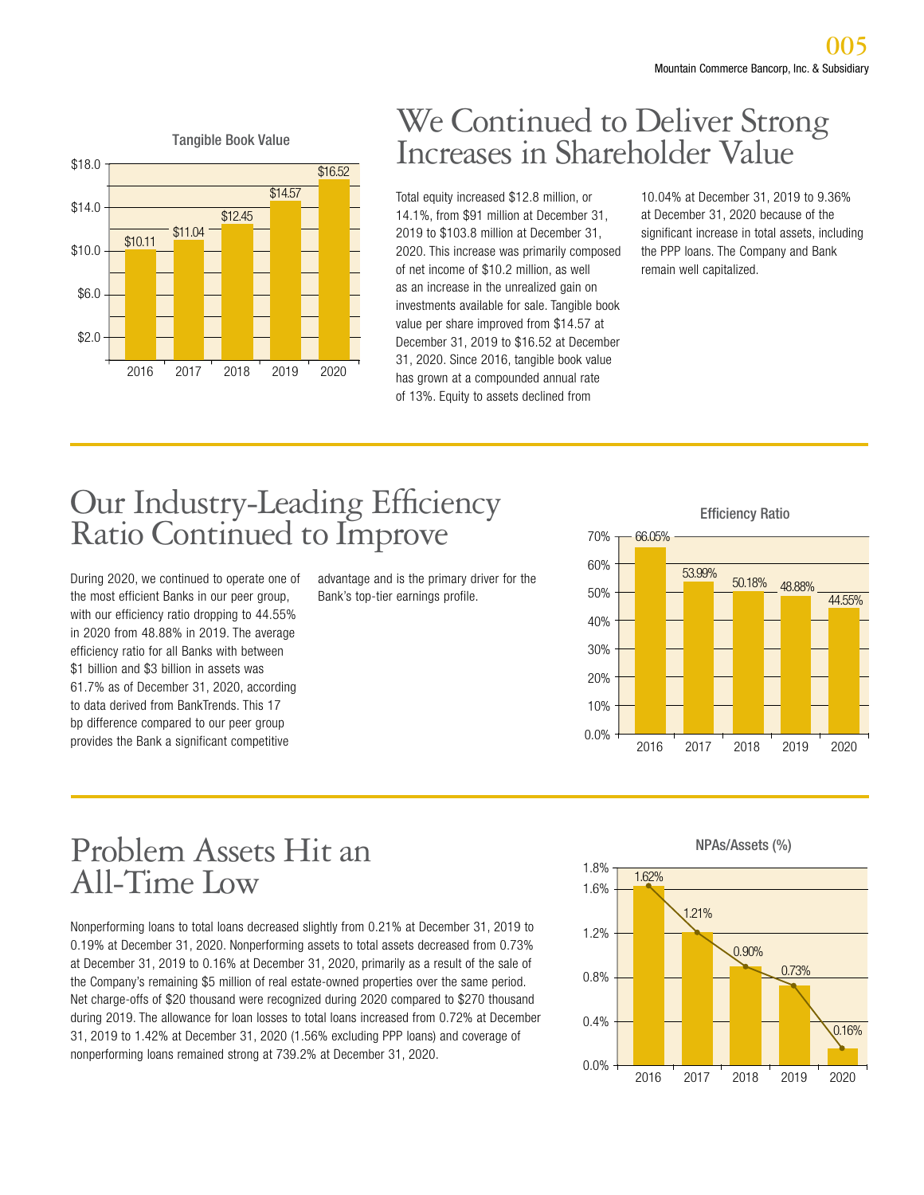## We Continued to Deliver Strong Increases in Shareholder Value

Tangible Book Value

$18.0
$14.0
$10.0
$6.0
$2.0

$10.11
$11.04
$12.45
$14.57
$16.52

2016
2017
2018
2019
2020

Total equity increased $12.8 million, or 14.1%, from $91 million at December 31, 2019 to $103.8 million at December 31, 2020. This increase was primarily composed of net income of $10.2 million, as well as an increase in the unrealized gain on investments available for sale. Tangible book value per share improved from $14.57 at December 31, 2019 to $16.52 at December 31, 2020. Since 2016, tangible book value has grown at a compounded annual rate of 13%. Equity to assets declined from 10.04% at December 31, 2019 to 9.36% at December 31, 2020 because of the significant increase in total assets, including the PPP loans. The Company and Bank remain well capitalized.

## Our Industry-Leading Efficiency Ratio Continued to Improve

During 2020, we continued to operate one of the most efficient Banks in our peer group, with our efficiency ratio dropping to 44.55% in 2020 from 48.88% in 2019. The average efficiency ratio for all Banks with between $1 billion and $3 billion in assets was 61.7% as of December 31, 2020, according to data derived from BankTrends. This 17 bp difference compared to our peer group provides the Bank a significant competitive advantage and is the primary driver for the Bank's top-tier earnings profile.

Efficiency Ratio

70%
60%
50%
40%
30%
20%
10%
0.0%

66.05%
53.99%
50.18%
48.88%
44.55%

2016
2017
2018
2019
2020

## Problem Assets Hit an All-Time Low

Nonperforming loans to total loans decreased slightly from 0.21% at December 31, 2019 to 0.19% at December 31, 2020. Nonperforming assets to total assets decreased from 0.73% at December 31, 2019 to 0.16% at December 31, 2020, primarily as a result of the sale of the Company's remaining $5 million of real estate-owned properties over the same period. Net charge-offs of $20 thousand were recognized during 2020 compared to $270 thousand during 2019. The allowance for loan losses to total loans increased from 0.72% at December 31, 2019 to 1.42% at December 31, 2020 (1.56% excluding PPP loans) and coverage of nonperforming loans remained strong at 739.2% at December 31, 2020.

NPAs/Assets (%)

1.8%
1.6%
1.2%
0.8%
0.4%
0.0%

1.62%
1.21%
0.90%
0.73%
0.16%

2016
2017
2018
2019
2020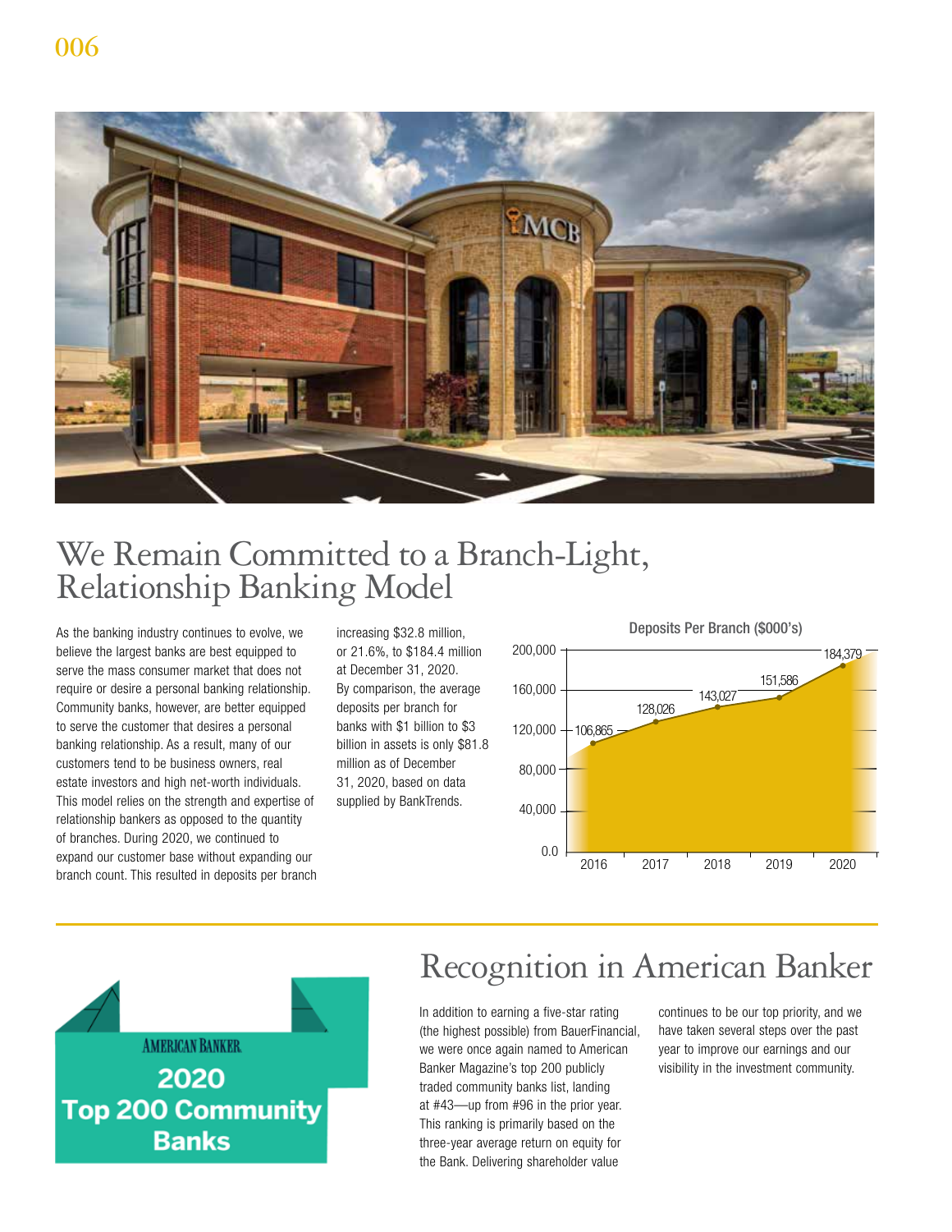# We Remain Committed to a Branch-Light, Relationship Banking Model

As the banking industry continues to evolve, we believe the largest banks are best equipped to serve the mass consumer market that does not require or desire a personal banking relationship. Community banks, however, are better equipped to serve the customer that desires a personal banking relationship. As a result, many of our customers tend to be business owners, real estate investors and high net-worth individuals. This model relies on the strength and expertise of relationship bankers as opposed to the quantity of branches. During 2020, we continued to expand our customer base without expanding our branch count. This resulted in deposits per branch increasing $32.8 million, or 21.6%, to $184.4 million at December 31, 2020. By comparison, the average deposits per branch for banks with $1 billion to $3 billion in assets is only $81.8 million as of December 31, 2020, based on data supplied by BankTrends.

Deposits Per Branch ($000's)

200,000
160,000
120,000
80,000
40,000
0.0

2016: 106,865
2017: 128,026
2018: 143,027
2019: 151,586
2020: 184,379

AMERICAN BANKER
2020
Top 200 Community Banks

# Recognition in American Banker

In addition to earning a five-star rating (the highest possible) from BauerFinancial, we were once again named to American Banker Magazine's top 200 publicly traded community banks list, landing at #43—up from #96 in the prior year. This ranking is primarily based on the three-year average return on equity for the Bank. Delivering shareholder value continues to be our top priority, and we have taken several steps over the past year to improve our earnings and our visibility in the investment community.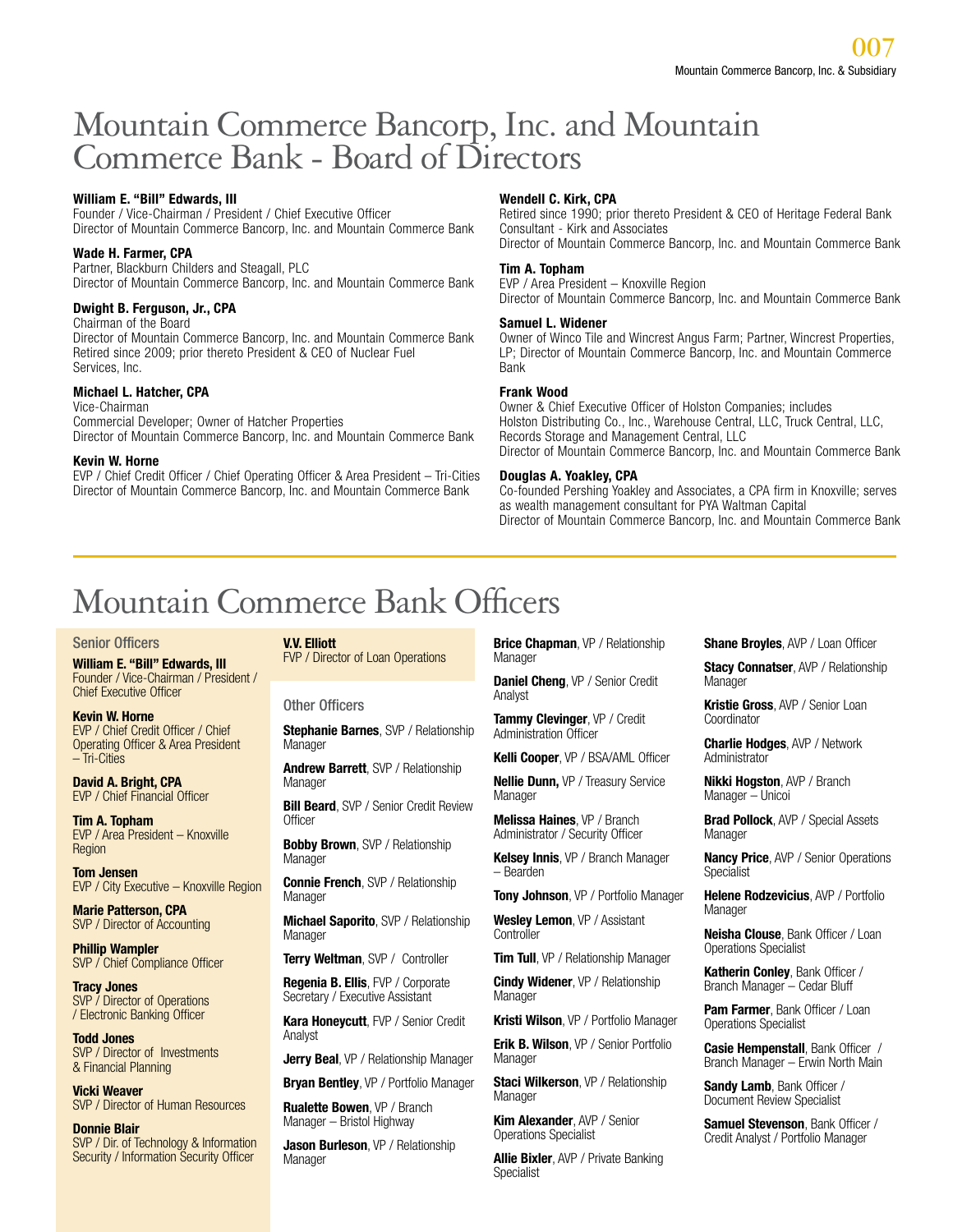# Mountain Commerce Bancorp, Inc. and Mountain Commerce Bank - Board of Directors

**William E. "Bill" Edwards, III**
Founder / Vice-Chairman / President / Chief Executive Officer
Director of Mountain Commerce Bancorp, Inc. and Mountain Commerce Bank

**Wade H. Farmer, CPA**
Partner, Blackburn Childers and Steagall, PLC
Director of Mountain Commerce Bancorp, Inc. and Mountain Commerce Bank

**Dwight B. Ferguson, Jr., CPA**
Chairman of the Board
Director of Mountain Commerce Bancorp, Inc. and Mountain Commerce Bank
Retired since 2009; prior thereto President & CEO of Nuclear Fuel Services, Inc.

**Michael L. Hatcher, CPA**
Vice-Chairman
Commercial Developer; Owner of Hatcher Properties
Director of Mountain Commerce Bancorp, Inc. and Mountain Commerce Bank

**Kevin W. Horne**
EVP / Chief Credit Officer / Chief Operating Officer & Area President – Tri-Cities
Director of Mountain Commerce Bancorp, Inc. and Mountain Commerce Bank

**Wendell C. Kirk, CPA**
Retired since 1990; prior thereto President & CEO of Heritage Federal Bank
Consultant - Kirk and Associates
Director of Mountain Commerce Bancorp, Inc. and Mountain Commerce Bank

**Tim A. Topham**
EVP / Area President – Knoxville Region
Director of Mountain Commerce Bancorp, Inc. and Mountain Commerce Bank

**Samuel L. Widener**
Owner of Winco Tile and Wincrest Angus Farm; Partner, Wincrest Properties, LP; Director of Mountain Commerce Bancorp, Inc. and Mountain Commerce Bank

**Frank Wood**
Owner & Chief Executive Officer of Holston Companies; includes Holston Distributing Co., Inc., Warehouse Central, LLC, Truck Central, LLC, Records Storage and Management Central, LLC
Director of Mountain Commerce Bancorp, Inc. and Mountain Commerce Bank

**Douglas A. Yoakley, CPA**
Co-founded Pershing Yoakley and Associates, a CPA firm in Knoxville; serves as wealth management consultant for PYA Waltman Capital
Director of Mountain Commerce Bancorp, Inc. and Mountain Commerce Bank

# Mountain Commerce Bank Officers

## Senior Officers

**William E. "Bill" Edwards, III**
Founder / Vice-Chairman / President / Chief Executive Officer

**Kevin W. Horne**
EVP / Chief Credit Officer / Chief Operating Officer & Area President – Tri-Cities

**David A. Bright, CPA**
EVP / Chief Financial Officer

**Tim A. Topham**
EVP / Area President – Knoxville Region

**Tom Jensen**
EVP / City Executive – Knoxville Region

**Marie Patterson, CPA**
SVP / Director of Accounting

**Phillip Wampler**
SVP / Chief Compliance Officer

**Tracy Jones**
SVP / Director of Operations / Electronic Banking Officer

**Todd Jones**
SVP / Director of Investments & Financial Planning

**Vicki Weaver**
SVP / Director of Human Resources

**Donnie Blair**
SVP / Dir. of Technology & Information Security / Information Security Officer

**V.V. Elliott**
FVP / Director of Loan Operations

## Other Officers

**Stephanie Barnes**, SVP / Relationship Manager

**Andrew Barrett**, SVP / Relationship Manager

**Bill Beard**, SVP / Senior Credit Review Officer

**Bobby Brown**, SVP / Relationship Manager

**Connie French**, SVP / Relationship Manager

**Michael Saporito**, SVP / Relationship Manager

**Terry Weltman**, SVP / Controller

**Regenia B. Ellis**, FVP / Corporate Secretary / Executive Assistant

**Kara Honeycutt**, FVP / Senior Credit Analyst

**Jerry Beal**, VP / Relationship Manager

**Bryan Bentley**, VP / Portfolio Manager

**Rualette Bowen**, VP / Branch Manager – Bristol Highway

**Jason Burleson**, VP / Relationship Manager

**Brice Chapman**, VP / Relationship Manager

**Daniel Cheng**, VP / Senior Credit Analyst

**Tammy Clevinger**, VP / Credit Administration Officer

**Kelli Cooper**, VP / BSA/AML Officer

**Nellie Dunn,** VP / Treasury Service Manager

**Melissa Haines**, VP / Branch Administrator / Security Officer

**Kelsey Innis**, VP / Branch Manager – Bearden

**Tony Johnson**, VP / Portfolio Manager

**Wesley Lemon**, VP / Assistant Controller

**Tim Tull**, VP / Relationship Manager

**Cindy Widener**, VP / Relationship Manager

**Kristi Wilson**, VP / Portfolio Manager

**Erik B. Wilson**, VP / Senior Portfolio Manager

**Staci Wilkerson**, VP / Relationship Manager

**Kim Alexander**, AVP / Senior Operations Specialist

**Allie Bixler**, AVP / Private Banking Specialist

**Shane Broyles**, AVP / Loan Officer

**Stacy Connatser**, AVP / Relationship Manager

**Kristie Gross**, AVP / Senior Loan Coordinator

**Charlie Hodges**, AVP / Network Administrator

**Nikki Hogston**, AVP / Branch Manager – Unicoi

**Brad Pollock**, AVP / Special Assets Manager

**Nancy Price**, AVP / Senior Operations Specialist

**Helene Rodzevicius**, AVP / Portfolio Manager

**Neisha Clouse**, Bank Officer / Loan Operations Specialist

**Katherin Conley**, Bank Officer / Branch Manager – Cedar Bluff

**Pam Farmer**, Bank Officer / Loan Operations Specialist

**Casie Hempenstall**, Bank Officer / Branch Manager – Erwin North Main

**Sandy Lamb**, Bank Officer / Document Review Specialist

**Samuel Stevenson**, Bank Officer / Credit Analyst / Portfolio Manager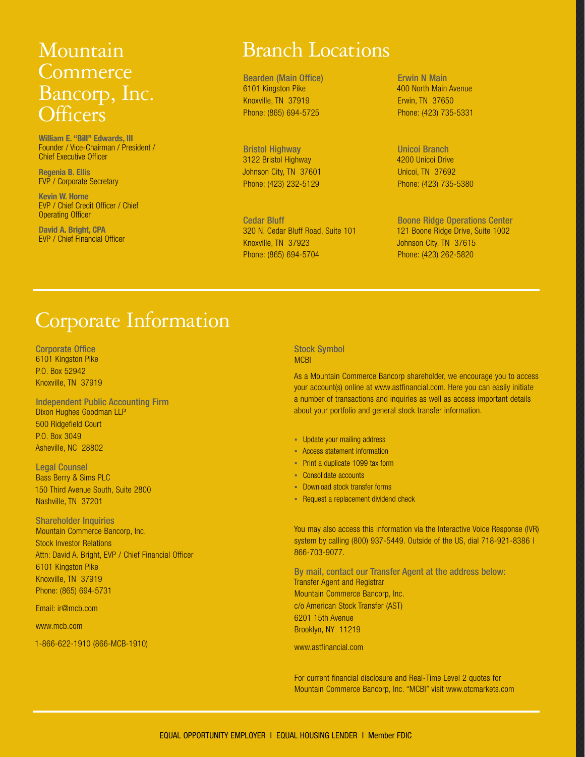# Mountain Commerce Bancorp, Inc. Officers

**William E. "Bill" Edwards, III**
Founder / Vice-Chairman / President / Chief Executive Officer

**Regenia B. Ellis**
FVP / Corporate Secretary

**Kevin W. Horne**
EVP / Chief Credit Officer / Chief Operating Officer

**David A. Bright, CPA**
EVP / Chief Financial Officer

# Branch Locations

**Bearden (Main Office)**
6101 Kingston Pike
Knoxville, TN 37919
Phone: (865) 694-5725

**Bristol Highway**
3122 Bristol Highway
Johnson City, TN 37601
Phone: (423) 232-5129

**Cedar Bluff**
320 N. Cedar Bluff Road, Suite 101
Knoxville, TN 37923
Phone: (865) 694-5704

**Erwin N Main**
400 North Main Avenue
Erwin, TN 37650
Phone: (423) 735-5331

**Unicoi Branch**
4200 Unicoi Drive
Unicoi, TN 37692
Phone: (423) 735-5380

**Boone Ridge Operations Center**
121 Boone Ridge Drive, Suite 1002
Johnson City, TN 37615
Phone: (423) 262-5820

# Corporate Information

**Corporate Office**
6101 Kingston Pike
P.O. Box 52942
Knoxville, TN 37919

**Independent Public Accounting Firm**
Dixon Hughes Goodman LLP
500 Ridgefield Court
P.O. Box 3049
Asheville, NC 28802

**Legal Counsel**
Bass Berry & Sims PLC
150 Third Avenue South, Suite 2800
Nashville, TN 37201

**Shareholder Inquiries**
Mountain Commerce Bancorp, Inc.
Stock Investor Relations
Attn: David A. Bright, EVP / Chief Financial Officer
6101 Kingston Pike
Knoxville, TN 37919
Phone: (865) 694-5731

Email: ir@mcb.com

www.mcb.com

1-866-622-1910 (866-MCB-1910)

**Stock Symbol**
MCBI

As a Mountain Commerce Bancorp shareholder, we encourage you to access your account(s) online at www.astfinancial.com. Here you can easily initiate a number of transactions and inquiries as well as access important details about your portfolio and general stock transfer information.

- Update your mailing address
- Access statement information
- Print a duplicate 1099 tax form
- Consolidate accounts
- Download stock transfer forms
- Request a replacement dividend check

You may also access this information via the Interactive Voice Response (IVR) system by calling (800) 937-5449. Outside of the US, dial 718-921-8386 | 866-703-9077.

**By mail, contact our Transfer Agent at the address below:**
Transfer Agent and Registrar
Mountain Commerce Bancorp, Inc.
c/o American Stock Transfer (AST)
6201 15th Avenue
Brooklyn, NY 11219

www.astfinancial.com

For current financial disclosure and Real-Time Level 2 quotes for Mountain Commerce Bancorp, Inc. "MCBI" visit www.otcmarkets.com

EQUAL OPPORTUNITY EMPLOYER I EQUAL HOUSING LENDER I Member FDIC